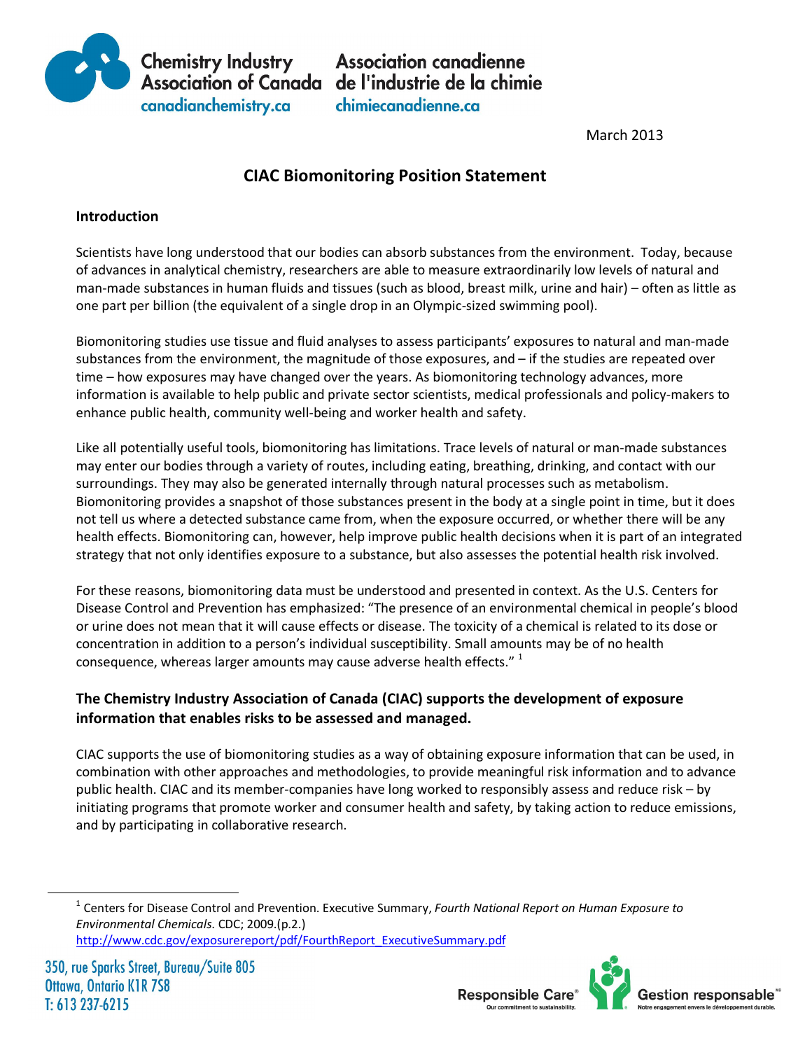March 2013

# CIAC Biomonitoring Position Statement

## Introduction

Scientists have long understood that our bodies can absorb substances from the environment. Today, because of advances in analytical chemistry, researchers are able to measure extraordinarily low levels of natural and man-made substances in human fluids and tissues (such as blood, breast milk, urine and hair) – often as little as one part per billion (the equivalent of a single drop in an Olympic-sized swimming pool).

Biomonitoring studies use tissue and fluid analyses to assess participants' exposures to natural and man-made substances from the environment, the magnitude of those exposures, and – if the studies are repeated over time – how exposures may have changed over the years. As biomonitoring technology advances, more information is available to help public and private sector scientists, medical professionals and policy-makers to enhance public health, community well-being and worker health and safety.

Like all potentially useful tools, biomonitoring has limitations. Trace levels of natural or man-made substances may enter our bodies through a variety of routes, including eating, breathing, drinking, and contact with our surroundings. They may also be generated internally through natural processes such as metabolism. Biomonitoring provides a snapshot of those substances present in the body at a single point in time, but it does not tell us where a detected substance came from, when the exposure occurred, or whether there will be any health effects. Biomonitoring can, however, help improve public health decisions when it is part of an integrated strategy that not only identifies exposure to a substance, but also assesses the potential health risk involved.

For these reasons, biomonitoring data must be understood and presented in context. As the U.S. Centers for Disease Control and Prevention has emphasized: "The presence of an environmental chemical in people's blood or urine does not mean that it will cause effects or disease. The toxicity of a chemical is related to its dose or concentration in addition to a person's individual susceptibility. Small amounts may be of no health consequence, whereas larger amounts may cause adverse health effects." [1]

## The Chemistry Industry Association of Canada (CIAC) supports the development of exposure information that enables risks to be assessed and managed.

CIAC supports the use of biomonitoring studies as a way of obtaining exposure information that can be used, in combination with other approaches and methodologies, to provide meaningful risk information and to advance public health. CIAC and its member-companies have long worked to responsibly assess and reduce risk – by initiating programs that promote worker and consumer health and safety, by taking action to reduce emissions, and by participating in collaborative research.

---

[1] Centers for Disease Control and Prevention. Executive Summary, *Fourth National Report on Human Exposure to Environmental Chemicals.* CDC; 2009.(p.2.) http://www.cdc.gov/exposurereport/pdf/FourthReport_ExecutiveSummary.pdf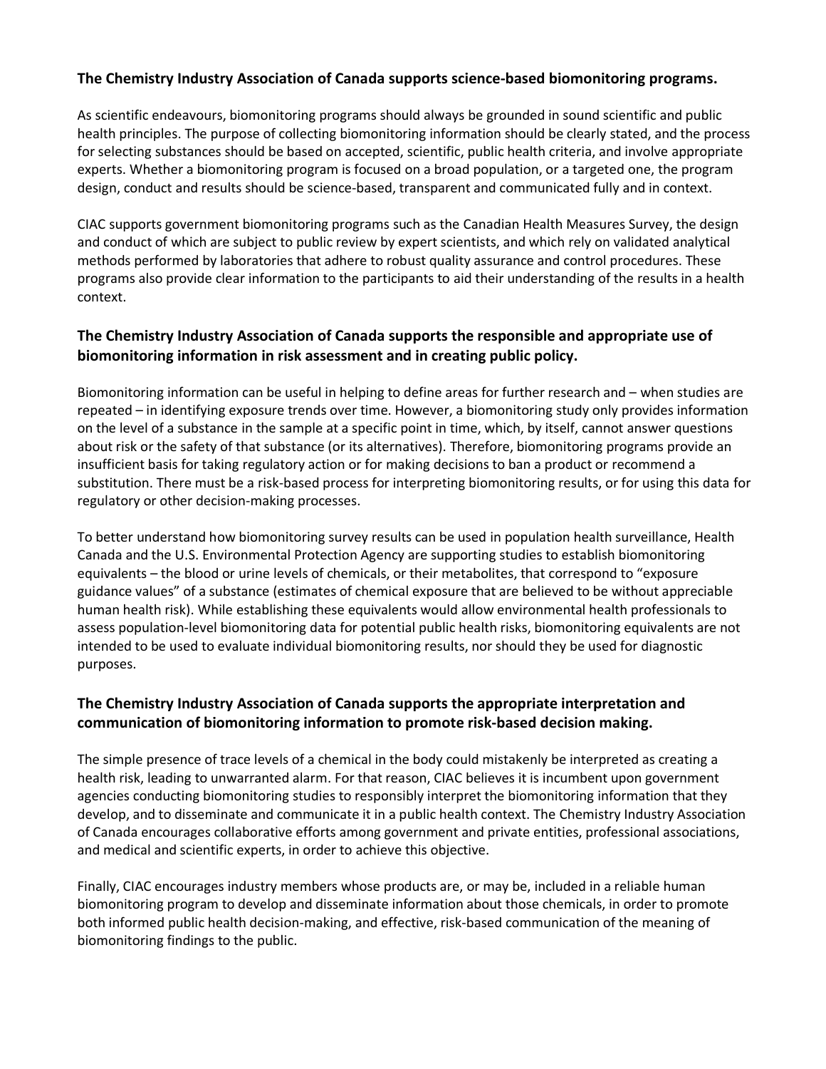**The Chemistry Industry Association of Canada supports science-based biomonitoring programs.**

As scientific endeavours, biomonitoring programs should always be grounded in sound scientific and public health principles. The purpose of collecting biomonitoring information should be clearly stated, and the process for selecting substances should be based on accepted, scientific, public health criteria, and involve appropriate experts. Whether a biomonitoring program is focused on a broad population, or a targeted one, the program design, conduct and results should be science-based, transparent and communicated fully and in context.

CIAC supports government biomonitoring programs such as the Canadian Health Measures Survey, the design and conduct of which are subject to public review by expert scientists, and which rely on validated analytical methods performed by laboratories that adhere to robust quality assurance and control procedures. These programs also provide clear information to the participants to aid their understanding of the results in a health context.

**The Chemistry Industry Association of Canada supports the responsible and appropriate use of biomonitoring information in risk assessment and in creating public policy.**

Biomonitoring information can be useful in helping to define areas for further research and – when studies are repeated – in identifying exposure trends over time. However, a biomonitoring study only provides information on the level of a substance in the sample at a specific point in time, which, by itself, cannot answer questions about risk or the safety of that substance (or its alternatives). Therefore, biomonitoring programs provide an insufficient basis for taking regulatory action or for making decisions to ban a product or recommend a substitution. There must be a risk-based process for interpreting biomonitoring results, or for using this data for regulatory or other decision-making processes.

To better understand how biomonitoring survey results can be used in population health surveillance, Health Canada and the U.S. Environmental Protection Agency are supporting studies to establish biomonitoring equivalents – the blood or urine levels of chemicals, or their metabolites, that correspond to "exposure guidance values" of a substance (estimates of chemical exposure that are believed to be without appreciable human health risk). While establishing these equivalents would allow environmental health professionals to assess population-level biomonitoring data for potential public health risks, biomonitoring equivalents are not intended to be used to evaluate individual biomonitoring results, nor should they be used for diagnostic purposes.

**The Chemistry Industry Association of Canada supports the appropriate interpretation and communication of biomonitoring information to promote risk-based decision making.**

The simple presence of trace levels of a chemical in the body could mistakenly be interpreted as creating a health risk, leading to unwarranted alarm. For that reason, CIAC believes it is incumbent upon government agencies conducting biomonitoring studies to responsibly interpret the biomonitoring information that they develop, and to disseminate and communicate it in a public health context. The Chemistry Industry Association of Canada encourages collaborative efforts among government and private entities, professional associations, and medical and scientific experts, in order to achieve this objective.

Finally, CIAC encourages industry members whose products are, or may be, included in a reliable human biomonitoring program to develop and disseminate information about those chemicals, in order to promote both informed public health decision-making, and effective, risk-based communication of the meaning of biomonitoring findings to the public.